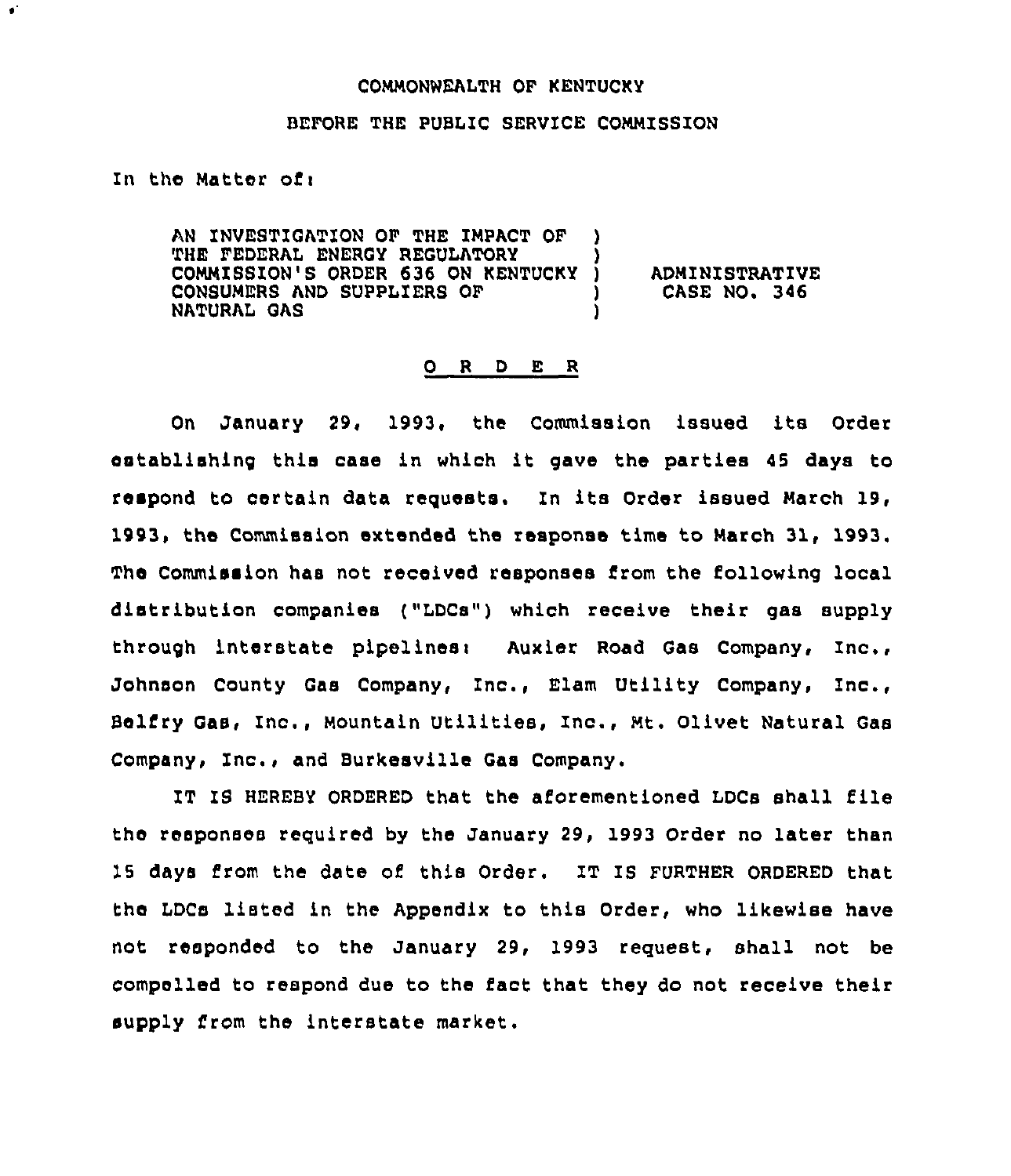COMMONWEALTH OF KENTUCKY

BEFORE THE PUBLIC SERVICE COMMISSION

In the Matter of:

| | | |
|---|---|---|
| AN INVESTIGATION OF THE IMPACT OF THE FEDERAL ENERGY REGULATORY COMMISSION'S ORDER 636 ON KENTUCKY CONSUMERS AND SUPPLIERS OF NATURAL GAS | ) | ADMINISTRATIVE CASE NO. 346 |

## O R D E R

On January 29, 1993, the Commission issued its Order establishing this case in which it gave the parties 45 days to respond to certain data requests. In its Order issued March 19, 1993, the Commission extended the response time to March 31, 1993. The Commission has not received responses from the following local distribution companies ("LDCs") which receive their gas supply through interstate pipelines: Auxier Road Gas Company, Inc., Johnson County Gas Company, Inc., Elam Utility Company, Inc., Belfry Gas, Inc., Mountain Utilities, Inc., Mt. Olivet Natural Gas Company, Inc., and Burkesville Gas Company.

IT IS HEREBY ORDERED that the aforementioned LDCs shall file the responses required by the January 29, 1993 Order no later than 15 days from the date of this Order. IT IS FURTHER ORDERED that the LDCs listed in the Appendix to this Order, who likewise have not responded to the January 29, 1993 request, shall not be compelled to respond due to the fact that they do not receive their supply from the interstate market.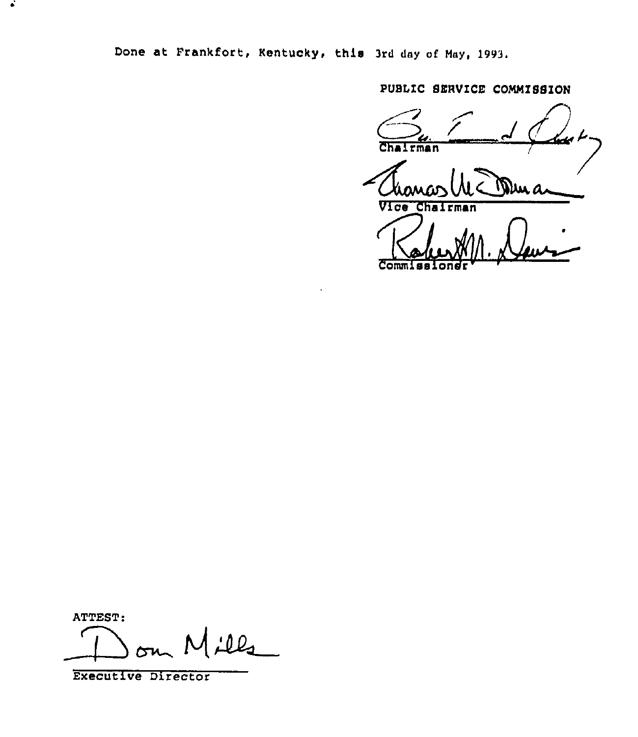Done at Frankfort, Kentucky, this 3rd day of May, 1993.

PUBLIC SERVICE COMMISSION

Chairman

Vice Chairman

Commissioner

ATTEST:

Executive Director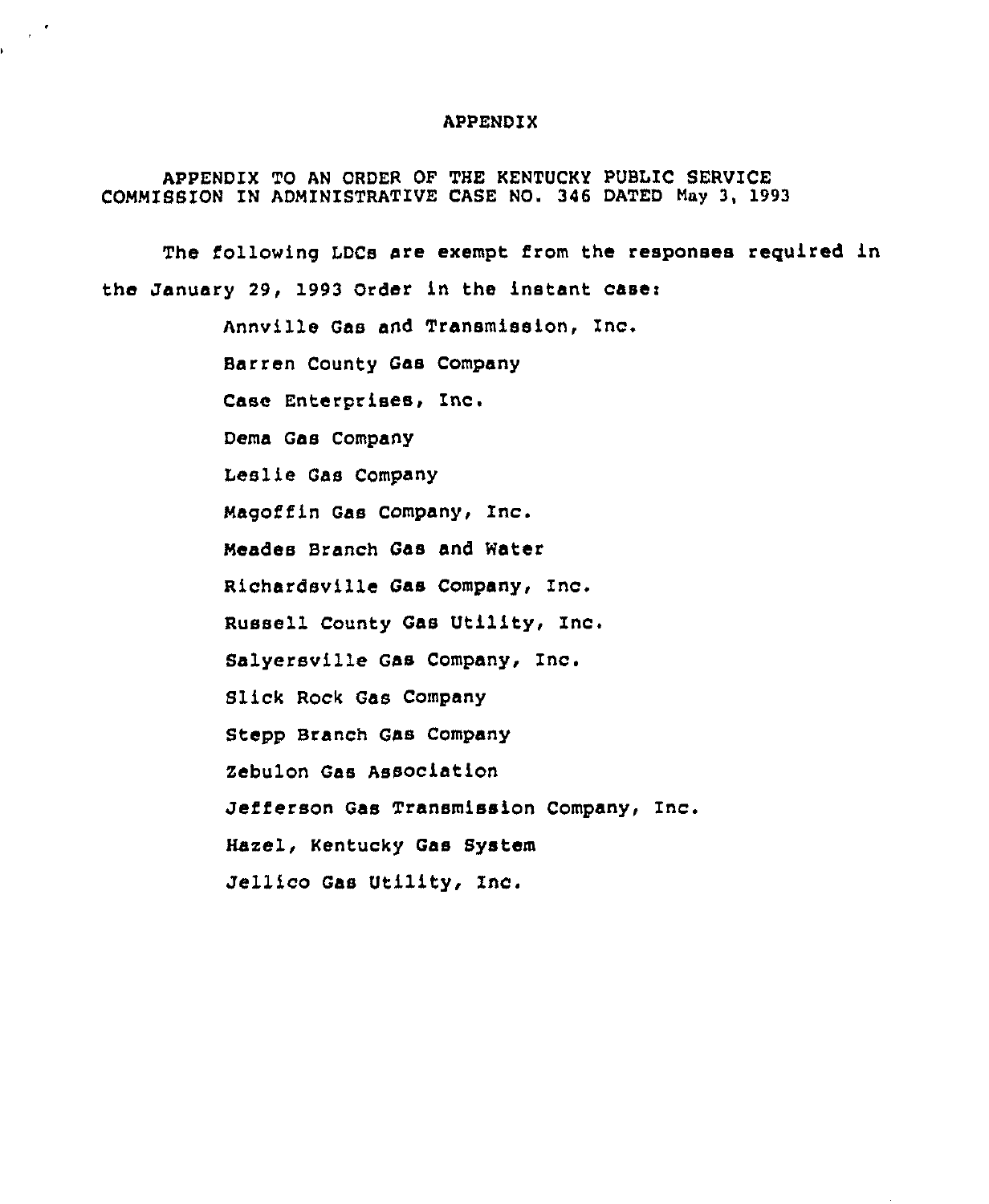# APPENDIX

APPENDIX TO AN ORDER OF THE KENTUCKY PUBLIC SERVICE COMMISSION IN ADMINISTRATIVE CASE NO. 346 DATED May 3, 1993

The following LDCs are exempt from the responses required in the January 29, 1993 Order in the instant case:

Annville Gas and Transmission, Inc.

Barren County Gas Company

Case Enterprises, Inc.

Dema Gas Company

Leslie Gas Company

Magoffin Gas Company, Inc.

Meades Branch Gas and Water

Richardsville Gas Company, Inc.

Russell County Gas Utility, Inc.

Salyersville Gas Company, Inc.

Slick Rock Gas Company

Stepp Branch Gas Company

Zebulon Gas Association

Jefferson Gas Transmission Company, Inc.

Hazel, Kentucky Gas System

Jellico Gas Utility, Inc.